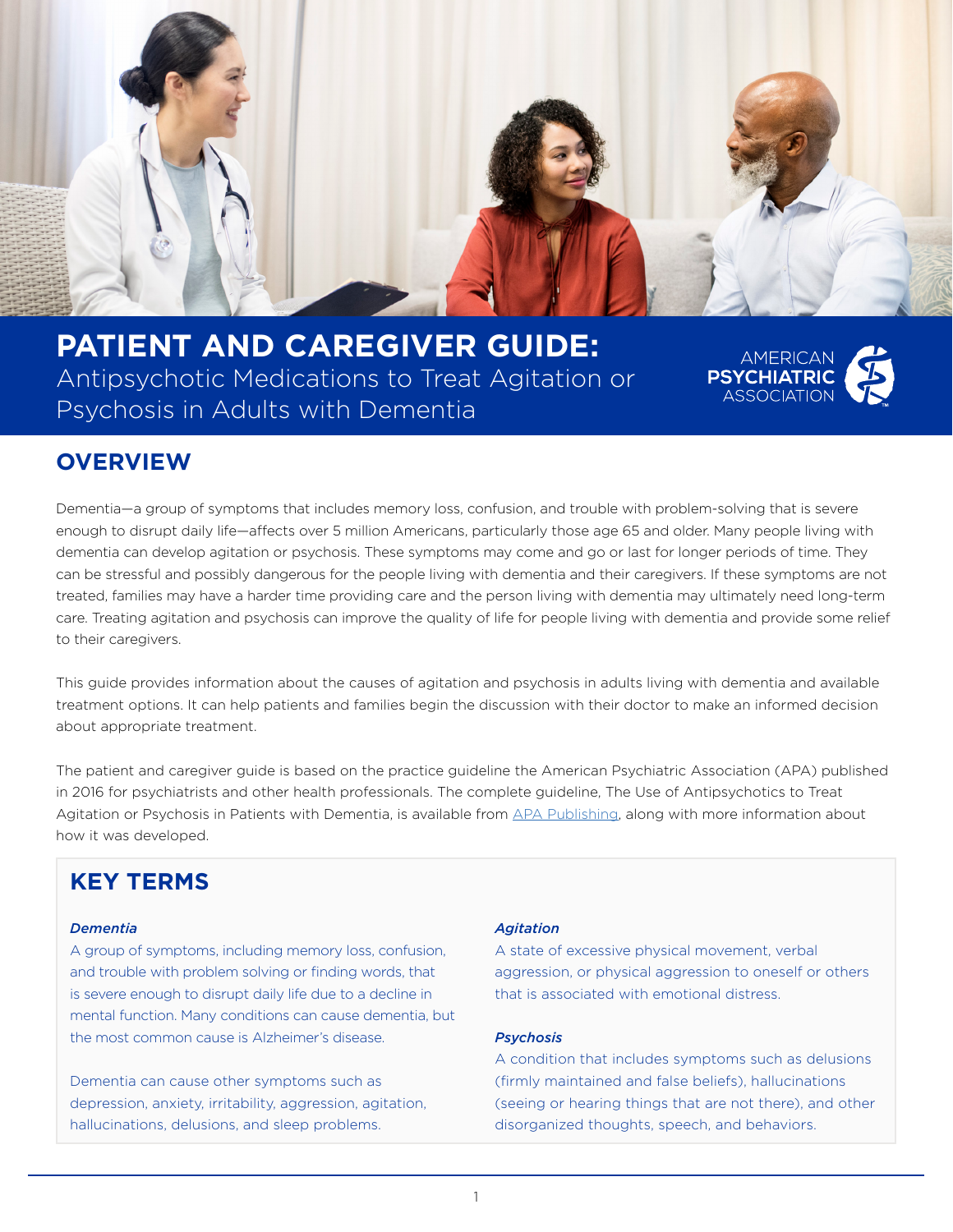# PATIENT AND CAREGIVER GUIDE:

Antipsychotic Medications to Treat Agitation or Psychosis in Adults with Dementia

AMERICAN PSYCHIATRIC ASSOCIATION

## OVERVIEW

Dementia—a group of symptoms that includes memory loss, confusion, and trouble with problem-solving that is severe enough to disrupt daily life—affects over 5 million Americans, particularly those age 65 and older. Many people living with dementia can develop agitation or psychosis. These symptoms may come and go or last for longer periods of time. They can be stressful and possibly dangerous for the people living with dementia and their caregivers. If these symptoms are not treated, families may have a harder time providing care and the person living with dementia may ultimately need long-term care. Treating agitation and psychosis can improve the quality of life for people living with dementia and provide some relief to their caregivers.

This guide provides information about the causes of agitation and psychosis in adults living with dementia and available treatment options. It can help patients and families begin the discussion with their doctor to make an informed decision about appropriate treatment.

The patient and caregiver guide is based on the practice guideline the American Psychiatric Association (APA) published in 2016 for psychiatrists and other health professionals. The complete guideline, The Use of Antipsychotics to Treat Agitation or Psychosis in Patients with Dementia, is available from APA Publishing, along with more information about how it was developed.

## KEY TERMS

***Dementia***

A group of symptoms, including memory loss, confusion, and trouble with problem solving or finding words, that is severe enough to disrupt daily life due to a decline in mental function. Many conditions can cause dementia, but the most common cause is Alzheimer's disease.

Dementia can cause other symptoms such as depression, anxiety, irritability, aggression, agitation, hallucinations, delusions, and sleep problems.

***Agitation***

A state of excessive physical movement, verbal aggression, or physical aggression to oneself or others that is associated with emotional distress.

***Psychosis***

A condition that includes symptoms such as delusions (firmly maintained and false beliefs), hallucinations (seeing or hearing things that are not there), and other disorganized thoughts, speech, and behaviors.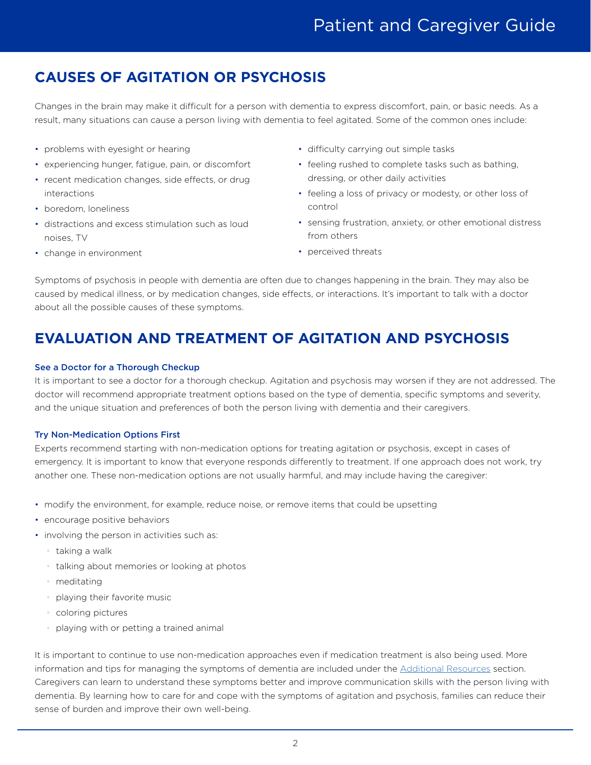## CAUSES OF AGITATION OR PSYCHOSIS

Changes in the brain may make it difficult for a person with dementia to express discomfort, pain, or basic needs. As a result, many situations can cause a person living with dementia to feel agitated. Some of the common ones include:

- problems with eyesight or hearing
- experiencing hunger, fatigue, pain, or discomfort
- recent medication changes, side effects, or drug interactions
- boredom, loneliness
- distractions and excess stimulation such as loud noises, TV
- change in environment
- difficulty carrying out simple tasks
- feeling rushed to complete tasks such as bathing, dressing, or other daily activities
- feeling a loss of privacy or modesty, or other loss of control
- sensing frustration, anxiety, or other emotional distress from others
- perceived threats

Symptoms of psychosis in people with dementia are often due to changes happening in the brain. They may also be caused by medical illness, or by medication changes, side effects, or interactions. It's important to talk with a doctor about all the possible causes of these symptoms.

## EVALUATION AND TREATMENT OF AGITATION AND PSYCHOSIS

### See a Doctor for a Thorough Checkup

It is important to see a doctor for a thorough checkup. Agitation and psychosis may worsen if they are not addressed. The doctor will recommend appropriate treatment options based on the type of dementia, specific symptoms and severity, and the unique situation and preferences of both the person living with dementia and their caregivers.

### Try Non-Medication Options First

Experts recommend starting with non-medication options for treating agitation or psychosis, except in cases of emergency. It is important to know that everyone responds differently to treatment. If one approach does not work, try another one. These non-medication options are not usually harmful, and may include having the caregiver:

- modify the environment, for example, reduce noise, or remove items that could be upsetting
- encourage positive behaviors
- involving the person in activities such as:
  - taking a walk
  - talking about memories or looking at photos
  - meditating
  - playing their favorite music
  - coloring pictures
  - playing with or petting a trained animal

It is important to continue to use non-medication approaches even if medication treatment is also being used. More information and tips for managing the symptoms of dementia are included under the Additional Resources section. Caregivers can learn to understand these symptoms better and improve communication skills with the person living with dementia. By learning how to care for and cope with the symptoms of agitation and psychosis, families can reduce their sense of burden and improve their own well-being.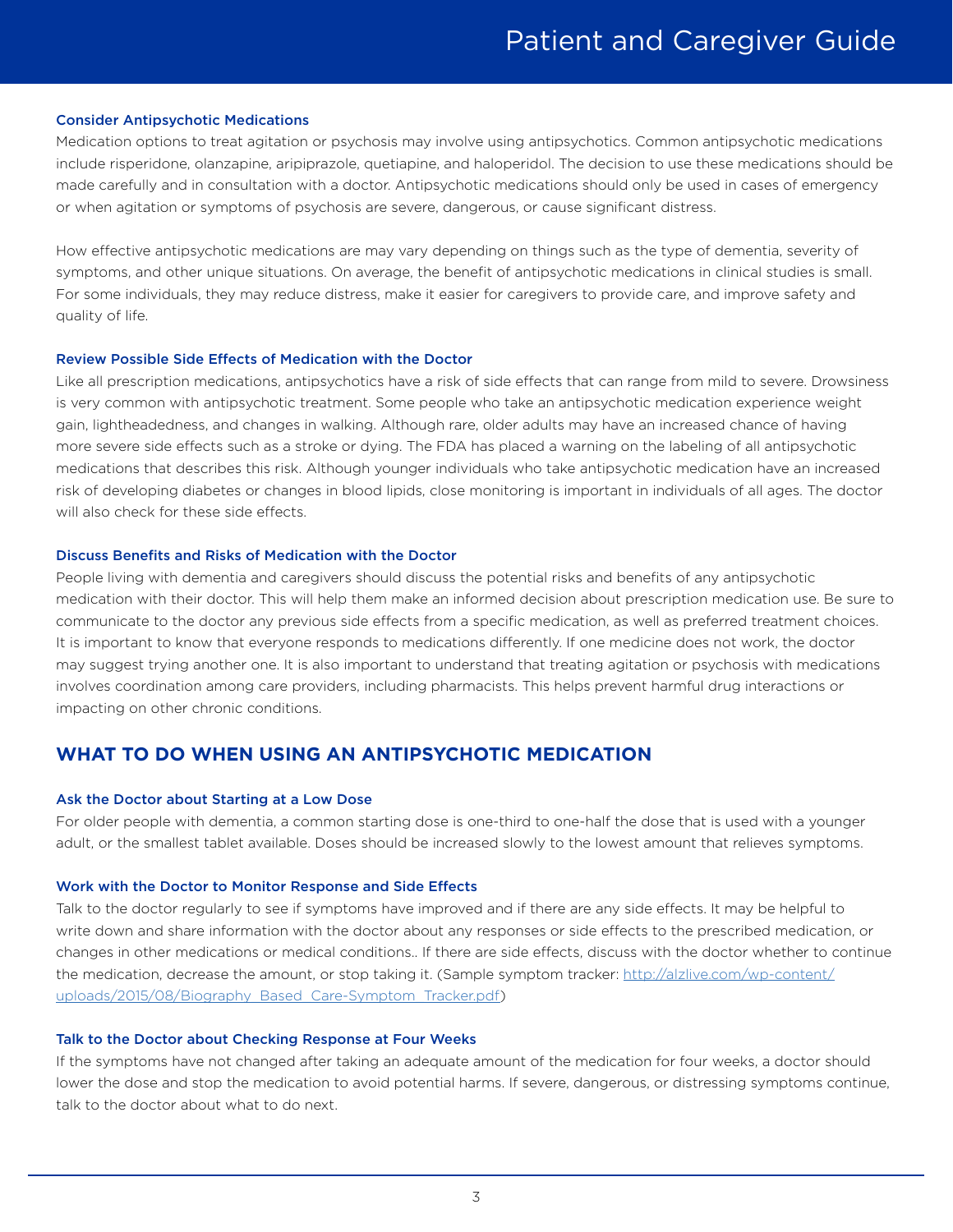### Consider Antipsychotic Medications

Medication options to treat agitation or psychosis may involve using antipsychotics. Common antipsychotic medications include risperidone, olanzapine, aripiprazole, quetiapine, and haloperidol. The decision to use these medications should be made carefully and in consultation with a doctor. Antipsychotic medications should only be used in cases of emergency or when agitation or symptoms of psychosis are severe, dangerous, or cause significant distress.

How effective antipsychotic medications are may vary depending on things such as the type of dementia, severity of symptoms, and other unique situations. On average, the benefit of antipsychotic medications in clinical studies is small. For some individuals, they may reduce distress, make it easier for caregivers to provide care, and improve safety and quality of life.

### Review Possible Side Effects of Medication with the Doctor

Like all prescription medications, antipsychotics have a risk of side effects that can range from mild to severe. Drowsiness is very common with antipsychotic treatment. Some people who take an antipsychotic medication experience weight gain, lightheadedness, and changes in walking. Although rare, older adults may have an increased chance of having more severe side effects such as a stroke or dying. The FDA has placed a warning on the labeling of all antipsychotic medications that describes this risk. Although younger individuals who take antipsychotic medication have an increased risk of developing diabetes or changes in blood lipids, close monitoring is important in individuals of all ages. The doctor will also check for these side effects.

### Discuss Benefits and Risks of Medication with the Doctor

People living with dementia and caregivers should discuss the potential risks and benefits of any antipsychotic medication with their doctor. This will help them make an informed decision about prescription medication use. Be sure to communicate to the doctor any previous side effects from a specific medication, as well as preferred treatment choices. It is important to know that everyone responds to medications differently. If one medicine does not work, the doctor may suggest trying another one. It is also important to understand that treating agitation or psychosis with medications involves coordination among care providers, including pharmacists. This helps prevent harmful drug interactions or impacting on other chronic conditions.

## WHAT TO DO WHEN USING AN ANTIPSYCHOTIC MEDICATION

### Ask the Doctor about Starting at a Low Dose

For older people with dementia, a common starting dose is one-third to one-half the dose that is used with a younger adult, or the smallest tablet available. Doses should be increased slowly to the lowest amount that relieves symptoms.

### Work with the Doctor to Monitor Response and Side Effects

Talk to the doctor regularly to see if symptoms have improved and if there are any side effects. It may be helpful to write down and share information with the doctor about any responses or side effects to the prescribed medication, or changes in other medications or medical conditions.. If there are side effects, discuss with the doctor whether to continue the medication, decrease the amount, or stop taking it. (Sample symptom tracker: [http://alzlive.com/wp-content/uploads/2015/08/Biography_Based_Care-Symptom_Tracker.pdf](http://alzlive.com/wp-content/uploads/2015/08/Biography_Based_Care-Symptom_Tracker.pdf))

### Talk to the Doctor about Checking Response at Four Weeks

If the symptoms have not changed after taking an adequate amount of the medication for four weeks, a doctor should lower the dose and stop the medication to avoid potential harms. If severe, dangerous, or distressing symptoms continue, talk to the doctor about what to do next.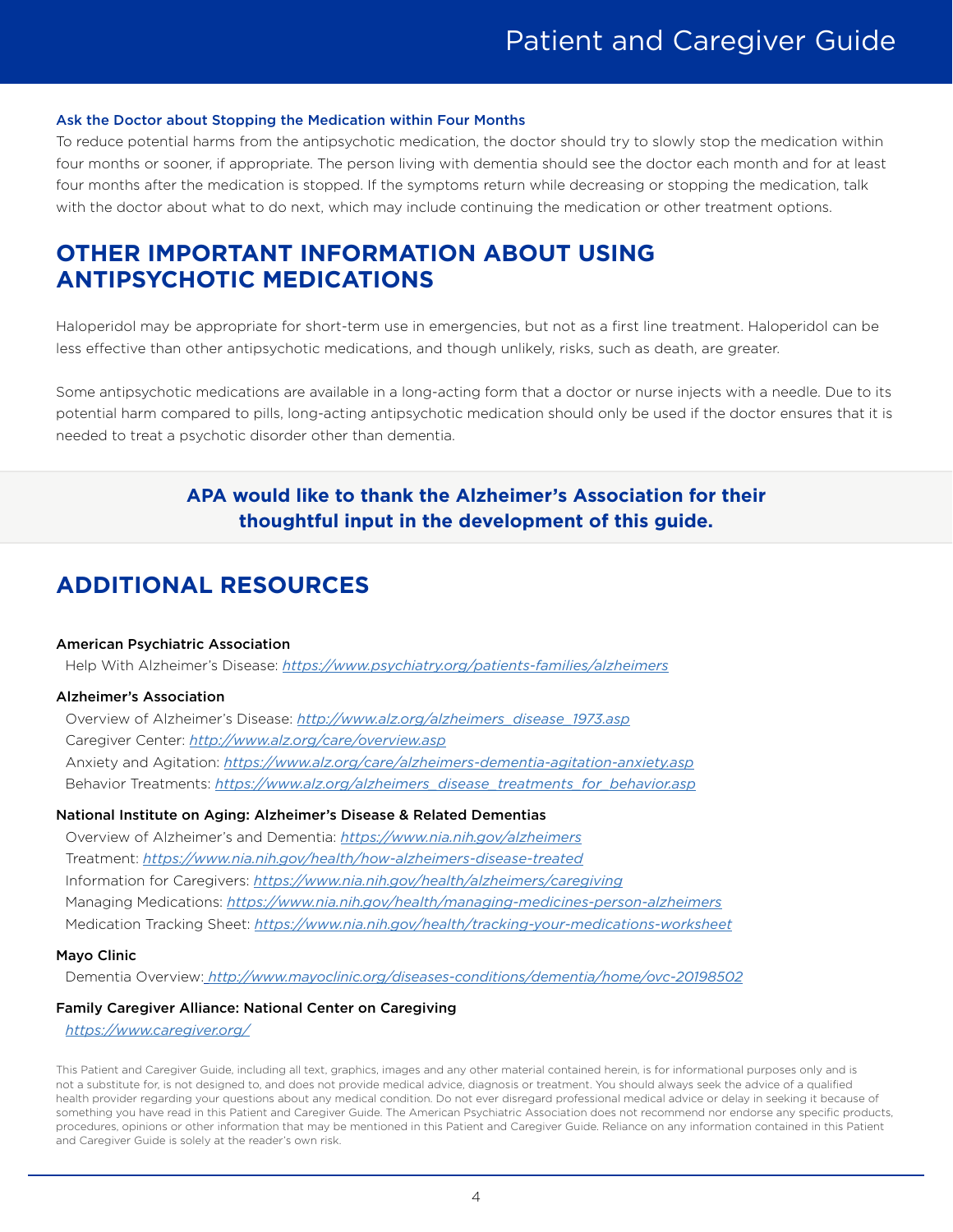### Ask the Doctor about Stopping the Medication within Four Months

To reduce potential harms from the antipsychotic medication, the doctor should try to slowly stop the medication within four months or sooner, if appropriate. The person living with dementia should see the doctor each month and for at least four months after the medication is stopped. If the symptoms return while decreasing or stopping the medication, talk with the doctor about what to do next, which may include continuing the medication or other treatment options.

## OTHER IMPORTANT INFORMATION ABOUT USING ANTIPSYCHOTIC MEDICATIONS

Haloperidol may be appropriate for short-term use in emergencies, but not as a first line treatment. Haloperidol can be less effective than other antipsychotic medications, and though unlikely, risks, such as death, are greater.

Some antipsychotic medications are available in a long-acting form that a doctor or nurse injects with a needle. Due to its potential harm compared to pills, long-acting antipsychotic medication should only be used if the doctor ensures that it is needed to treat a psychotic disorder other than dementia.

**APA would like to thank the Alzheimer's Association for their thoughtful input in the development of this guide.**

## ADDITIONAL RESOURCES

**American Psychiatric Association**

Help With Alzheimer's Disease: *https://www.psychiatry.org/patients-families/alzheimers*

**Alzheimer's Association**

Overview of Alzheimer's Disease: *http://www.alz.org/alzheimers_disease_1973.asp*
Caregiver Center: *http://www.alz.org/care/overview.asp*
Anxiety and Agitation: *https://www.alz.org/care/alzheimers-dementia-agitation-anxiety.asp*
Behavior Treatments: *https://www.alz.org/alzheimers_disease_treatments_for_behavior.asp*

**National Institute on Aging: Alzheimer's Disease & Related Dementias**

Overview of Alzheimer's and Dementia: *https://www.nia.nih.gov/alzheimers*
Treatment: *https://www.nia.nih.gov/health/how-alzheimers-disease-treated*
Information for Caregivers: *https://www.nia.nih.gov/health/alzheimers/caregiving*
Managing Medications: *https://www.nia.nih.gov/health/managing-medicines-person-alzheimers*
Medication Tracking Sheet: *https://www.nia.nih.gov/health/tracking-your-medications-worksheet*

**Mayo Clinic**

Dementia Overview: *http://www.mayoclinic.org/diseases-conditions/dementia/home/ovc-20198502*

**Family Caregiver Alliance: National Center on Caregiving**

*https://www.caregiver.org/*

This Patient and Caregiver Guide, including all text, graphics, images and any other material contained herein, is for informational purposes only and is not a substitute for, is not designed to, and does not provide medical advice, diagnosis or treatment. You should always seek the advice of a qualified health provider regarding your questions about any medical condition. Do not ever disregard professional medical advice or delay in seeking it because of something you have read in this Patient and Caregiver Guide. The American Psychiatric Association does not recommend nor endorse any specific products, procedures, opinions or other information that may be mentioned in this Patient and Caregiver Guide. Reliance on any information contained in this Patient and Caregiver Guide is solely at the reader's own risk.